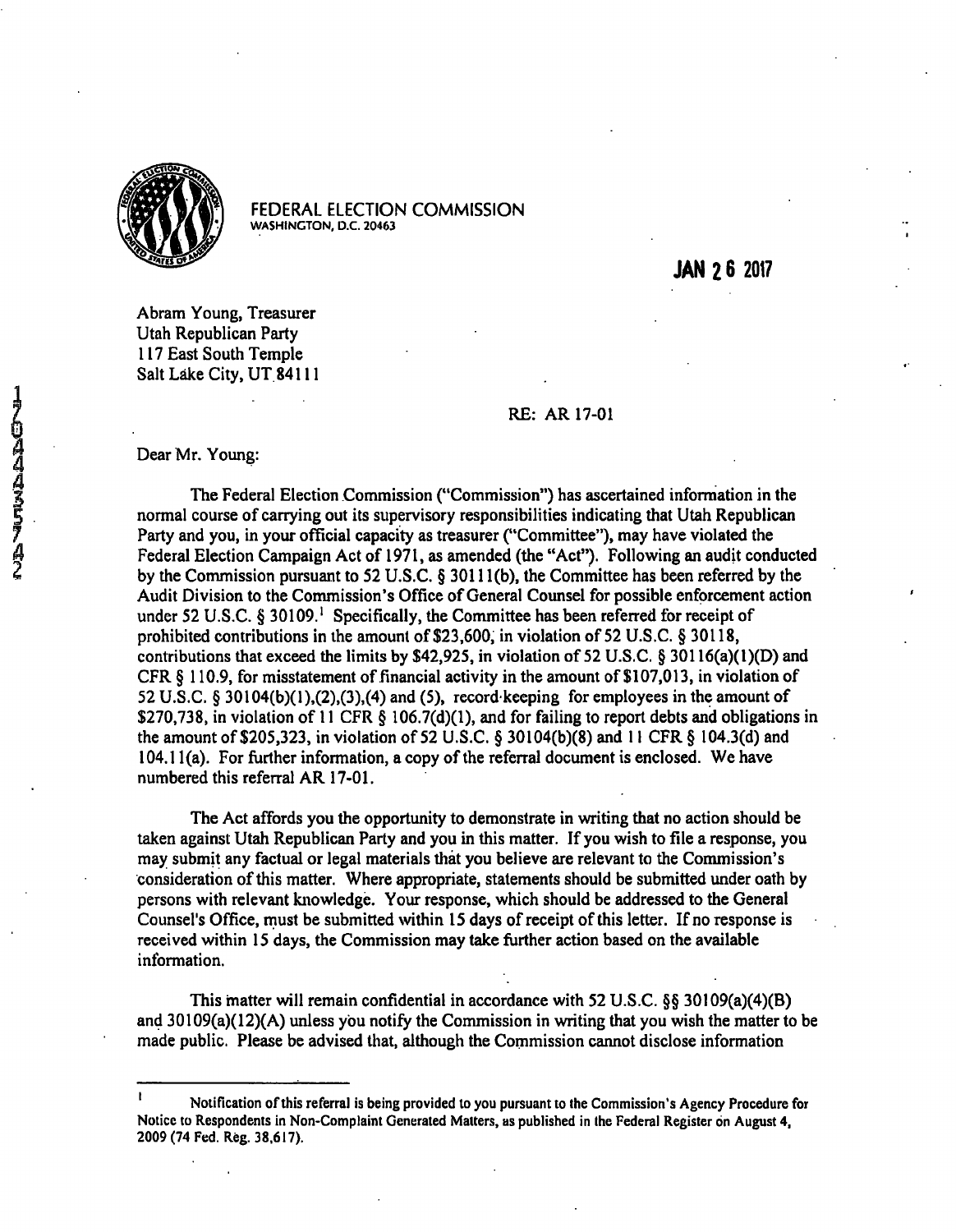FEDERAL ELECTION COMMISSION
WASHINGTON, D.C. 20463

**JAN 26 2017**

Abram Young, Treasurer
Utah Republican Party
117 East South Temple
Salt Lake City, UT 84111

RE: AR 17-01

Dear Mr. Young:

The Federal Election Commission ("Commission") has ascertained information in the normal course of carrying out its supervisory responsibilities indicating that Utah Republican Party and you, in your official capacity as treasurer ("Committee"), may have violated the Federal Election Campaign Act of 1971, as amended (the "Act"). Following an audit conducted by the Commission pursuant to 52 U.S.C. § 30111(b), the Committee has been referred by the Audit Division to the Commission's Office of General Counsel for possible enforcement action under 52 U.S.C. § 30109.[1] Specifically, the Committee has been referred for receipt of prohibited contributions in the amount of $23,600, in violation of 52 U.S.C. § 30118, contributions that exceed the limits by $42,925, in violation of 52 U.S.C. § 30116(a)(1)(D) and CFR § 110.9, for misstatement of financial activity in the amount of $107,013, in violation of 52 U.S.C. § 30104(b)(1),(2),(3),(4) and (5), record-keeping for employees in the amount of $270,738, in violation of 11 CFR § 106.7(d)(1), and for failing to report debts and obligations in the amount of $205,323, in violation of 52 U.S.C. § 30104(b)(8) and 11 CFR § 104.3(d) and 104.11(a). For further information, a copy of the referral document is enclosed. We have numbered this referral AR 17-01.

The Act affords you the opportunity to demonstrate in writing that no action should be taken against Utah Republican Party and you in this matter. If you wish to file a response, you may submit any factual or legal materials that you believe are relevant to the Commission's consideration of this matter. Where appropriate, statements should be submitted under oath by persons with relevant knowledge. Your response, which should be addressed to the General Counsel's Office, must be submitted within 15 days of receipt of this letter. If no response is received within 15 days, the Commission may take further action based on the available information.

This matter will remain confidential in accordance with 52 U.S.C. §§ 30109(a)(4)(B) and 30109(a)(12)(A) unless you notify the Commission in writing that you wish the matter to be made public. Please be advised that, although the Commission cannot disclose information

---

[1] Notification of this referral is being provided to you pursuant to the Commission's Agency Procedure for Notice to Respondents in Non-Complaint Generated Matters, as published in the Federal Register on August 4, 2009 (74 Fed. Reg. 38,617).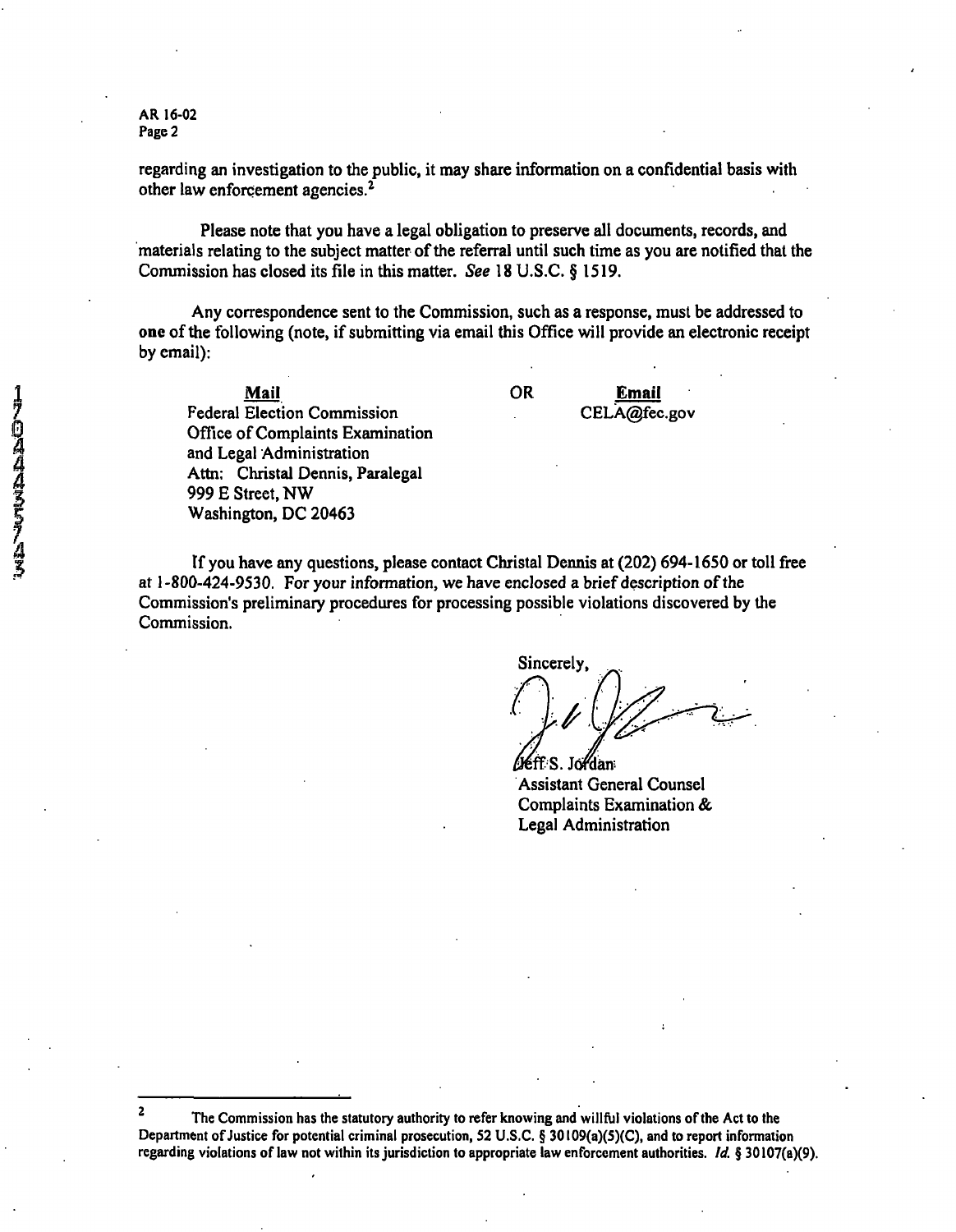AR 16-02
Page 2

regarding an investigation to the public, it may share information on a confidential basis with other law enforcement agencies.[2]

Please note that you have a legal obligation to preserve all documents, records, and materials relating to the subject matter of the referral until such time as you are notified that the Commission has closed its file in this matter. *See* 18 U.S.C. § 1519.

Any correspondence sent to the Commission, such as a response, must be addressed to **one** of the following (note, if submitting via email this Office will provide an electronic receipt by email):

| **Mail** | OR | **Email** |
|---|---|---|
| Federal Election Commission<br>Office of Complaints Examination<br>and Legal Administration<br>Attn: Christal Dennis, Paralegal<br>999 E Street, NW<br>Washington, DC 20463 | | CELA@fec.gov |

If you have any questions, please contact Christal Dennis at (202) 694-1650 or toll free at 1-800-424-9530. For your information, we have enclosed a brief description of the Commission's preliminary procedures for processing possible violations discovered by the Commission.

Sincerely,

Jeff S. Jordan
Assistant General Counsel
Complaints Examination &
Legal Administration

---

[2] The Commission has the statutory authority to refer knowing and willful violations of the Act to the Department of Justice for potential criminal prosecution, 52 U.S.C. § 30109(a)(5)(C), and to report information regarding violations of law not within its jurisdiction to appropriate law enforcement authorities. *Id.* § 30107(a)(9).